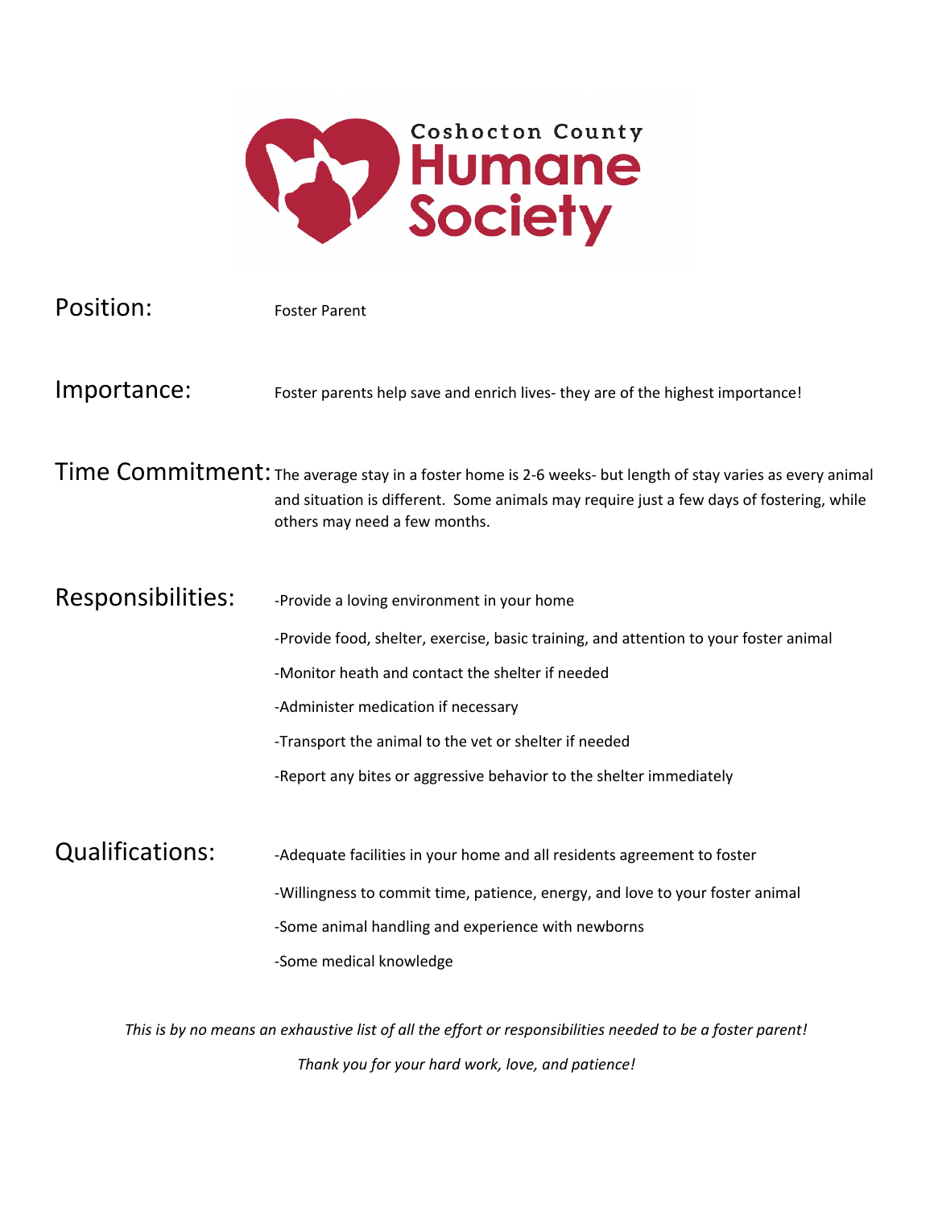# Coshocton County Humane Society

**Position:** Foster Parent

**Importance:** Foster parents help save and enrich lives- they are of the highest importance!

**Time Commitment:** The average stay in a foster home is 2-6 weeks- but length of stay varies as every animal and situation is different. Some animals may require just a few days of fostering, while others may need a few months.

**Responsibilities:**

- Provide a loving environment in your home
- Provide food, shelter, exercise, basic training, and attention to your foster animal
- Monitor heath and contact the shelter if needed
- Administer medication if necessary
- Transport the animal to the vet or shelter if needed
- Report any bites or aggressive behavior to the shelter immediately

**Qualifications:**

- Adequate facilities in your home and all residents agreement to foster
- Willingness to commit time, patience, energy, and love to your foster animal
- Some animal handling and experience with newborns
- Some medical knowledge

*This is by no means an exhaustive list of all the effort or responsibilities needed to be a foster parent!*

*Thank you for your hard work, love, and patience!*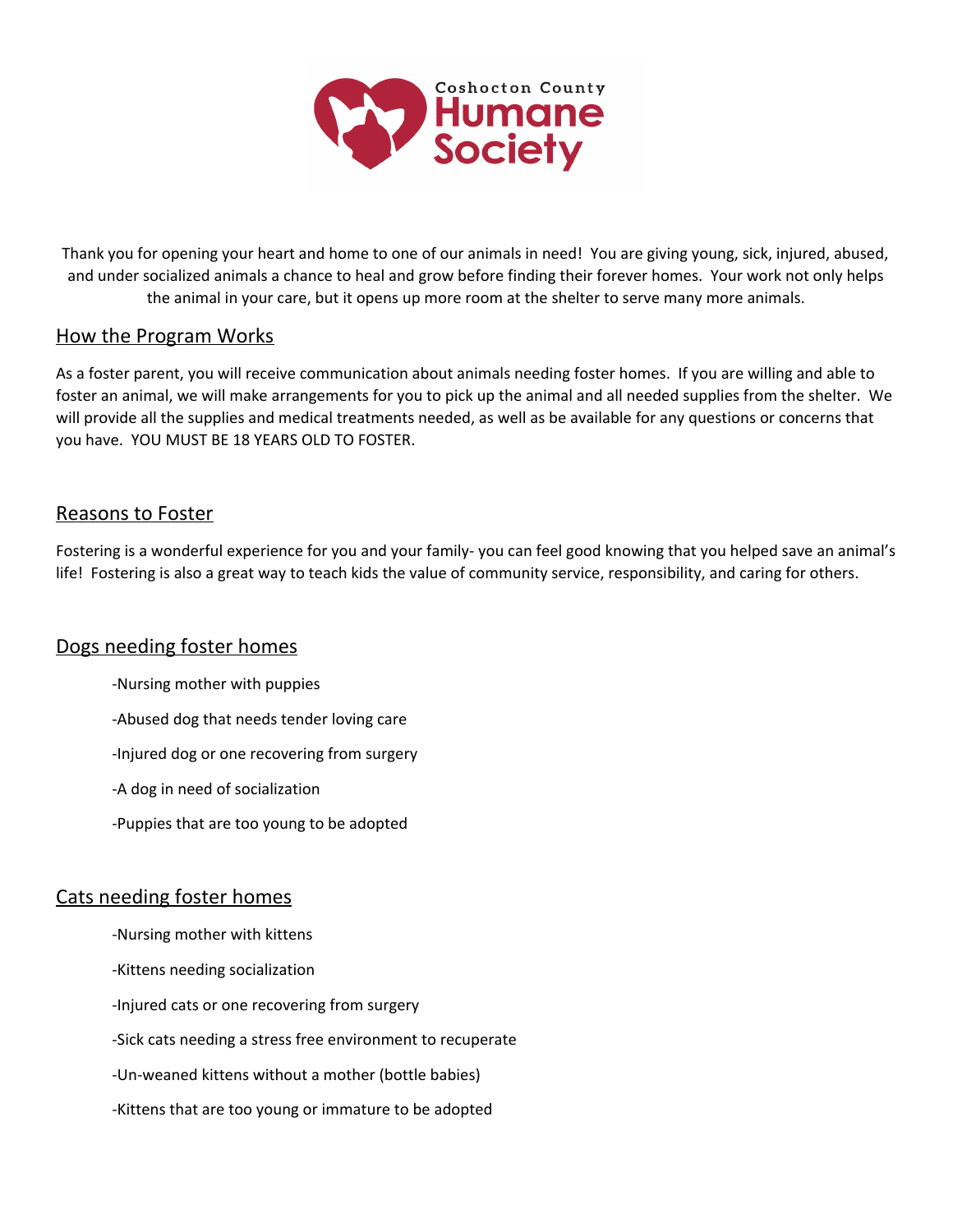Coshocton County
Humane
Society

Thank you for opening your heart and home to one of our animals in need! You are giving young, sick, injured, abused, and under socialized animals a chance to heal and grow before finding their forever homes. Your work not only helps the animal in your care, but it opens up more room at the shelter to serve many more animals.

## How the Program Works

As a foster parent, you will receive communication about animals needing foster homes. If you are willing and able to foster an animal, we will make arrangements for you to pick up the animal and all needed supplies from the shelter. We will provide all the supplies and medical treatments needed, as well as be available for any questions or concerns that you have. YOU MUST BE 18 YEARS OLD TO FOSTER.

## Reasons to Foster

Fostering is a wonderful experience for you and your family- you can feel good knowing that you helped save an animal's life! Fostering is also a great way to teach kids the value of community service, responsibility, and caring for others.

## Dogs needing foster homes

-Nursing mother with puppies

-Abused dog that needs tender loving care

-Injured dog or one recovering from surgery

-A dog in need of socialization

-Puppies that are too young to be adopted

## Cats needing foster homes

-Nursing mother with kittens

-Kittens needing socialization

-Injured cats or one recovering from surgery

-Sick cats needing a stress free environment to recuperate

-Un-weaned kittens without a mother (bottle babies)

-Kittens that are too young or immature to be adopted